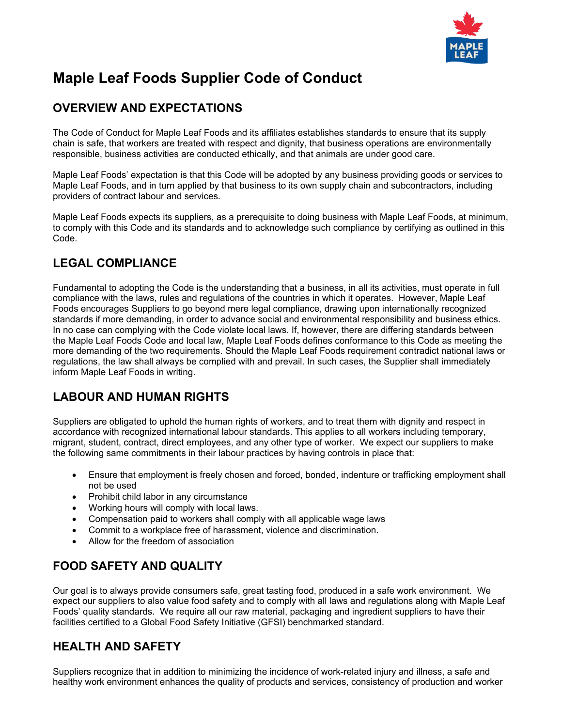# Maple Leaf Foods Supplier Code of Conduct

## OVERVIEW AND EXPECTATIONS

The Code of Conduct for Maple Leaf Foods and its affiliates establishes standards to ensure that its supply chain is safe, that workers are treated with respect and dignity, that business operations are environmentally responsible, business activities are conducted ethically, and that animals are under good care.

Maple Leaf Foods' expectation is that this Code will be adopted by any business providing goods or services to Maple Leaf Foods, and in turn applied by that business to its own supply chain and subcontractors, including providers of contract labour and services.

Maple Leaf Foods expects its suppliers, as a prerequisite to doing business with Maple Leaf Foods, at minimum, to comply with this Code and its standards and to acknowledge such compliance by certifying as outlined in this Code.

## LEGAL COMPLIANCE

Fundamental to adopting the Code is the understanding that a business, in all its activities, must operate in full compliance with the laws, rules and regulations of the countries in which it operates. However, Maple Leaf Foods encourages Suppliers to go beyond mere legal compliance, drawing upon internationally recognized standards if more demanding, in order to advance social and environmental responsibility and business ethics. In no case can complying with the Code violate local laws. If, however, there are differing standards between the Maple Leaf Foods Code and local law, Maple Leaf Foods defines conformance to this Code as meeting the more demanding of the two requirements. Should the Maple Leaf Foods requirement contradict national laws or regulations, the law shall always be complied with and prevail. In such cases, the Supplier shall immediately inform Maple Leaf Foods in writing.

## LABOUR AND HUMAN RIGHTS

Suppliers are obligated to uphold the human rights of workers, and to treat them with dignity and respect in accordance with recognized international labour standards. This applies to all workers including temporary, migrant, student, contract, direct employees, and any other type of worker. We expect our suppliers to make the following same commitments in their labour practices by having controls in place that:

- Ensure that employment is freely chosen and forced, bonded, indenture or trafficking employment shall not be used
- Prohibit child labor in any circumstance
- Working hours will comply with local laws.
- Compensation paid to workers shall comply with all applicable wage laws
- Commit to a workplace free of harassment, violence and discrimination.
- Allow for the freedom of association

## FOOD SAFETY AND QUALITY

Our goal is to always provide consumers safe, great tasting food, produced in a safe work environment. We expect our suppliers to also value food safety and to comply with all laws and regulations along with Maple Leaf Foods' quality standards. We require all our raw material, packaging and ingredient suppliers to have their facilities certified to a Global Food Safety Initiative (GFSI) benchmarked standard.

## HEALTH AND SAFETY

Suppliers recognize that in addition to minimizing the incidence of work-related injury and illness, a safe and healthy work environment enhances the quality of products and services, consistency of production and worker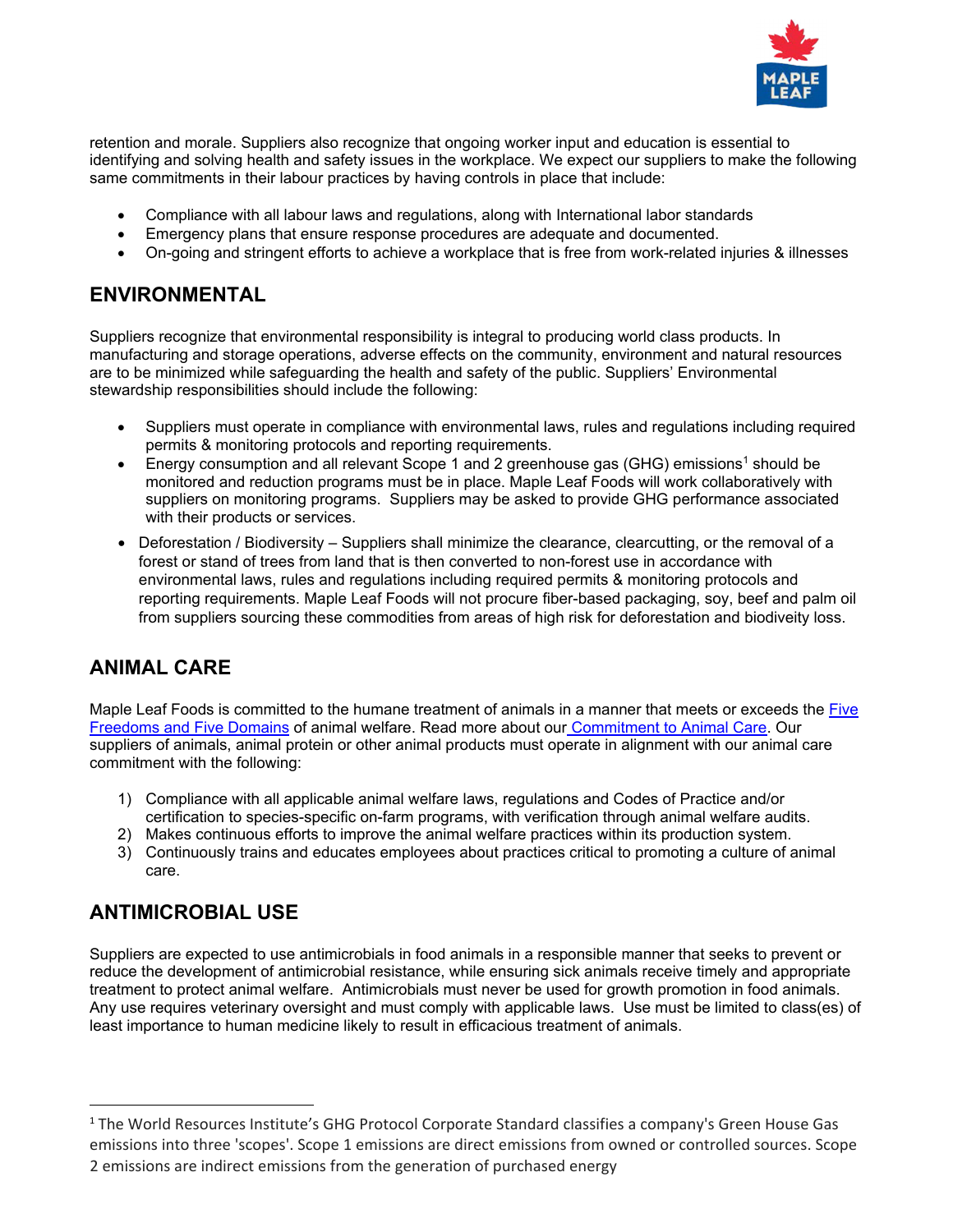retention and morale. Suppliers also recognize that ongoing worker input and education is essential to identifying and solving health and safety issues in the workplace. We expect our suppliers to make the following same commitments in their labour practices by having controls in place that include:

- Compliance with all labour laws and regulations, along with International labor standards
- Emergency plans that ensure response procedures are adequate and documented.
- On-going and stringent efforts to achieve a workplace that is free from work-related injuries & illnesses

## ENVIRONMENTAL

Suppliers recognize that environmental responsibility is integral to producing world class products. In manufacturing and storage operations, adverse effects on the community, environment and natural resources are to be minimized while safeguarding the health and safety of the public. Suppliers' Environmental stewardship responsibilities should include the following:

- Suppliers must operate in compliance with environmental laws, rules and regulations including required permits & monitoring protocols and reporting requirements.
- Energy consumption and all relevant Scope 1 and 2 greenhouse gas (GHG) emissions[1] should be monitored and reduction programs must be in place. Maple Leaf Foods will work collaboratively with suppliers on monitoring programs. Suppliers may be asked to provide GHG performance associated with their products or services.
- Deforestation / Biodiversity – Suppliers shall minimize the clearance, clearcutting, or the removal of a forest or stand of trees from land that is then converted to non-forest use in accordance with environmental laws, rules and regulations including required permits & monitoring protocols and reporting requirements. Maple Leaf Foods will not procure fiber-based packaging, soy, beef and palm oil from suppliers sourcing these commodities from areas of high risk for deforestation and biodiveity loss.

## ANIMAL CARE

Maple Leaf Foods is committed to the humane treatment of animals in a manner that meets or exceeds the Five Freedoms and Five Domains of animal welfare. Read more about our Commitment to Animal Care. Our suppliers of animals, animal protein or other animal products must operate in alignment with our animal care commitment with the following:

1) Compliance with all applicable animal welfare laws, regulations and Codes of Practice and/or certification to species-specific on-farm programs, with verification through animal welfare audits.
2) Makes continuous efforts to improve the animal welfare practices within its production system.
3) Continuously trains and educates employees about practices critical to promoting a culture of animal care.

## ANTIMICROBIAL USE

Suppliers are expected to use antimicrobials in food animals in a responsible manner that seeks to prevent or reduce the development of antimicrobial resistance, while ensuring sick animals receive timely and appropriate treatment to protect animal welfare. Antimicrobials must never be used for growth promotion in food animals. Any use requires veterinary oversight and must comply with applicable laws. Use must be limited to class(es) of least importance to human medicine likely to result in efficacious treatment of animals.

---

[1] The World Resources Institute's GHG Protocol Corporate Standard classifies a company's Green House Gas emissions into three 'scopes'. Scope 1 emissions are direct emissions from owned or controlled sources. Scope 2 emissions are indirect emissions from the generation of purchased energy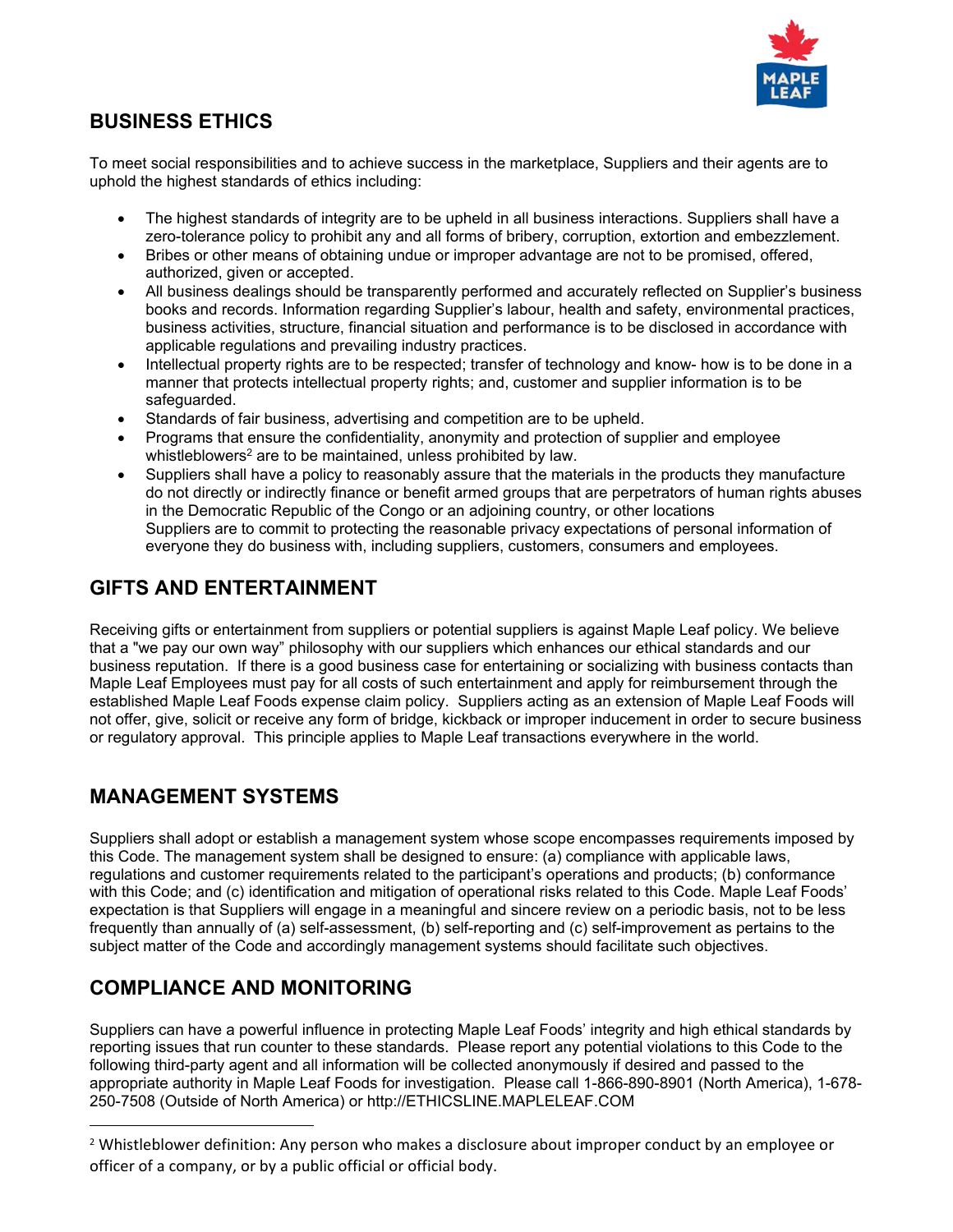## BUSINESS ETHICS

To meet social responsibilities and to achieve success in the marketplace, Suppliers and their agents are to uphold the highest standards of ethics including:

- The highest standards of integrity are to be upheld in all business interactions. Suppliers shall have a zero-tolerance policy to prohibit any and all forms of bribery, corruption, extortion and embezzlement.
- Bribes or other means of obtaining undue or improper advantage are not to be promised, offered, authorized, given or accepted.
- All business dealings should be transparently performed and accurately reflected on Supplier's business books and records. Information regarding Supplier's labour, health and safety, environmental practices, business activities, structure, financial situation and performance is to be disclosed in accordance with applicable regulations and prevailing industry practices.
- Intellectual property rights are to be respected; transfer of technology and know- how is to be done in a manner that protects intellectual property rights; and, customer and supplier information is to be safeguarded.
- Standards of fair business, advertising and competition are to be upheld.
- Programs that ensure the confidentiality, anonymity and protection of supplier and employee whistleblowers[2] are to be maintained, unless prohibited by law.
- Suppliers shall have a policy to reasonably assure that the materials in the products they manufacture do not directly or indirectly finance or benefit armed groups that are perpetrators of human rights abuses in the Democratic Republic of the Congo or an adjoining country, or other locations
  Suppliers are to commit to protecting the reasonable privacy expectations of personal information of everyone they do business with, including suppliers, customers, consumers and employees.

## GIFTS AND ENTERTAINMENT

Receiving gifts or entertainment from suppliers or potential suppliers is against Maple Leaf policy. We believe that a "we pay our own way" philosophy with our suppliers which enhances our ethical standards and our business reputation. If there is a good business case for entertaining or socializing with business contacts than Maple Leaf Employees must pay for all costs of such entertainment and apply for reimbursement through the established Maple Leaf Foods expense claim policy. Suppliers acting as an extension of Maple Leaf Foods will not offer, give, solicit or receive any form of bridge, kickback or improper inducement in order to secure business or regulatory approval. This principle applies to Maple Leaf transactions everywhere in the world.

## MANAGEMENT SYSTEMS

Suppliers shall adopt or establish a management system whose scope encompasses requirements imposed by this Code. The management system shall be designed to ensure: (a) compliance with applicable laws, regulations and customer requirements related to the participant's operations and products; (b) conformance with this Code; and (c) identification and mitigation of operational risks related to this Code. Maple Leaf Foods' expectation is that Suppliers will engage in a meaningful and sincere review on a periodic basis, not to be less frequently than annually of (a) self-assessment, (b) self-reporting and (c) self-improvement as pertains to the subject matter of the Code and accordingly management systems should facilitate such objectives.

## COMPLIANCE AND MONITORING

Suppliers can have a powerful influence in protecting Maple Leaf Foods' integrity and high ethical standards by reporting issues that run counter to these standards. Please report any potential violations to this Code to the following third-party agent and all information will be collected anonymously if desired and passed to the appropriate authority in Maple Leaf Foods for investigation. Please call 1-866-890-8901 (North America), 1-678-250-7508 (Outside of North America) or http://ETHICSLINE.MAPLELEAF.COM

---

[2] Whistleblower definition: Any person who makes a disclosure about improper conduct by an employee or officer of a company, or by a public official or official body.